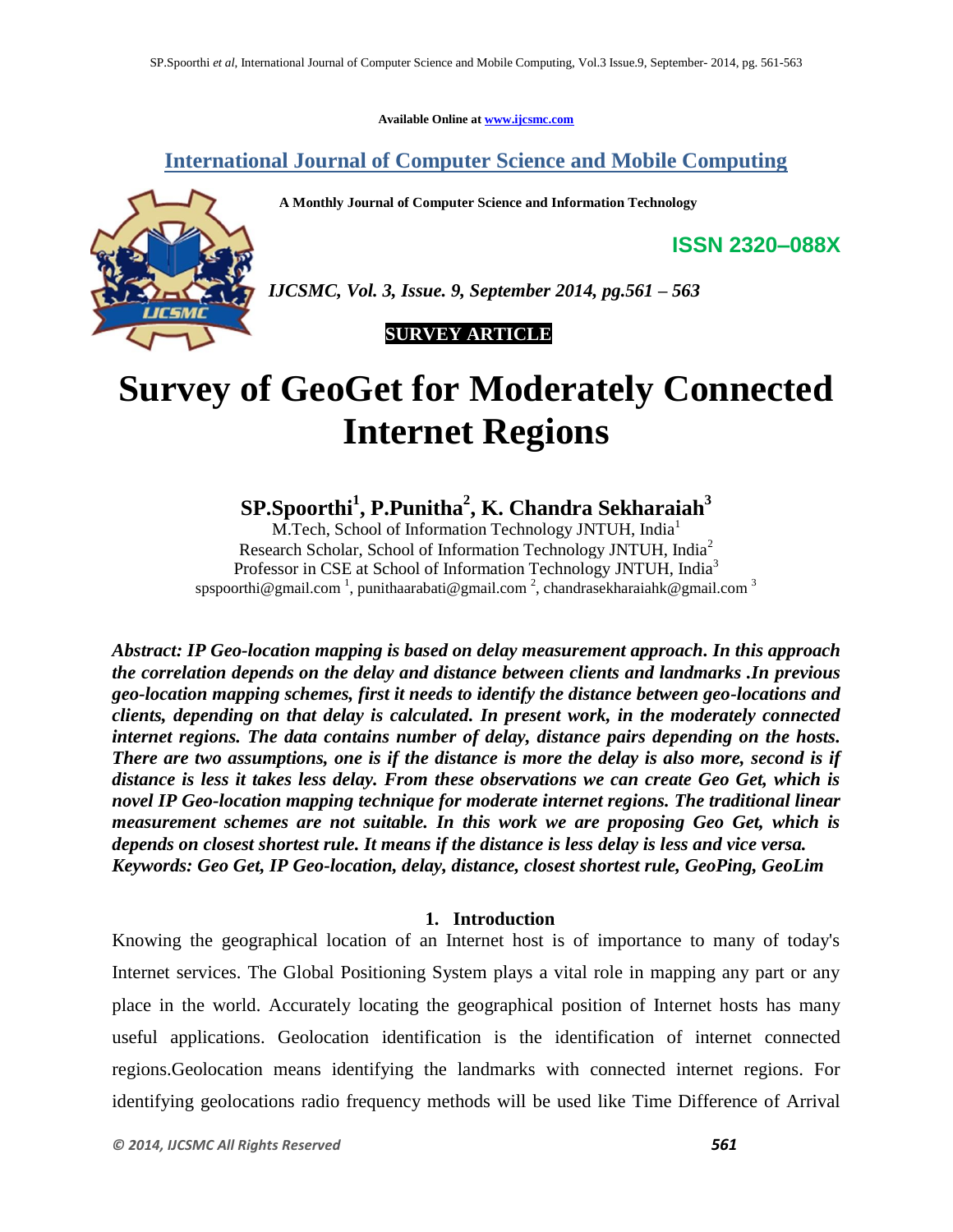Available Online at www.ijcsmc.com

## International Journal of Computer Science and Mobile Computing

**A Monthly Journal of Computer Science and Information Technology**

**ISSN 2320–088X**

*IJCSMC, Vol. 3, Issue. 9, September 2014, pg.561 – 563*

**SURVEY ARTICLE**

# Survey of GeoGet for Moderately Connected Internet Regions

**SP.Spoorthi[1], P.Punitha[2], K. Chandra Sekharaiah[3]**

M.Tech, School of Information Technology JNTUH, India[1]
Research Scholar, School of Information Technology JNTUH, India[2]
Professor in CSE at School of Information Technology JNTUH, India[3]
spspoorthi@gmail.com [1], punithaarabati@gmail.com [2], chandrasekharaiahk@gmail.com [3]

***Abstract: IP Geo-location mapping is based on delay measurement approach. In this approach the correlation depends on the delay and distance between clients and landmarks .In previous geo-location mapping schemes, first it needs to identify the distance between geo-locations and clients, depending on that delay is calculated. In present work, in the moderately connected internet regions. The data contains number of delay, distance pairs depending on the hosts. There are two assumptions, one is if the distance is more the delay is also more, second is if distance is less it takes less delay. From these observations we can create Geo Get, which is novel IP Geo-location mapping technique for moderate internet regions. The traditional linear measurement schemes are not suitable. In this work we are proposing Geo Get, which is depends on closest shortest rule. It means if the distance is less delay is less and vice versa.***
***Keywords: Geo Get, IP Geo-location, delay, distance, closest shortest rule, GeoPing, GeoLim***

## 1. Introduction

Knowing the geographical location of an Internet host is of importance to many of today's Internet services. The Global Positioning System plays a vital role in mapping any part or any place in the world. Accurately locating the geographical position of Internet hosts has many useful applications. Geolocation identification is the identification of internet connected regions.Geolocation means identifying the landmarks with connected internet regions. For identifying geolocations radio frequency methods will be used like Time Difference of Arrival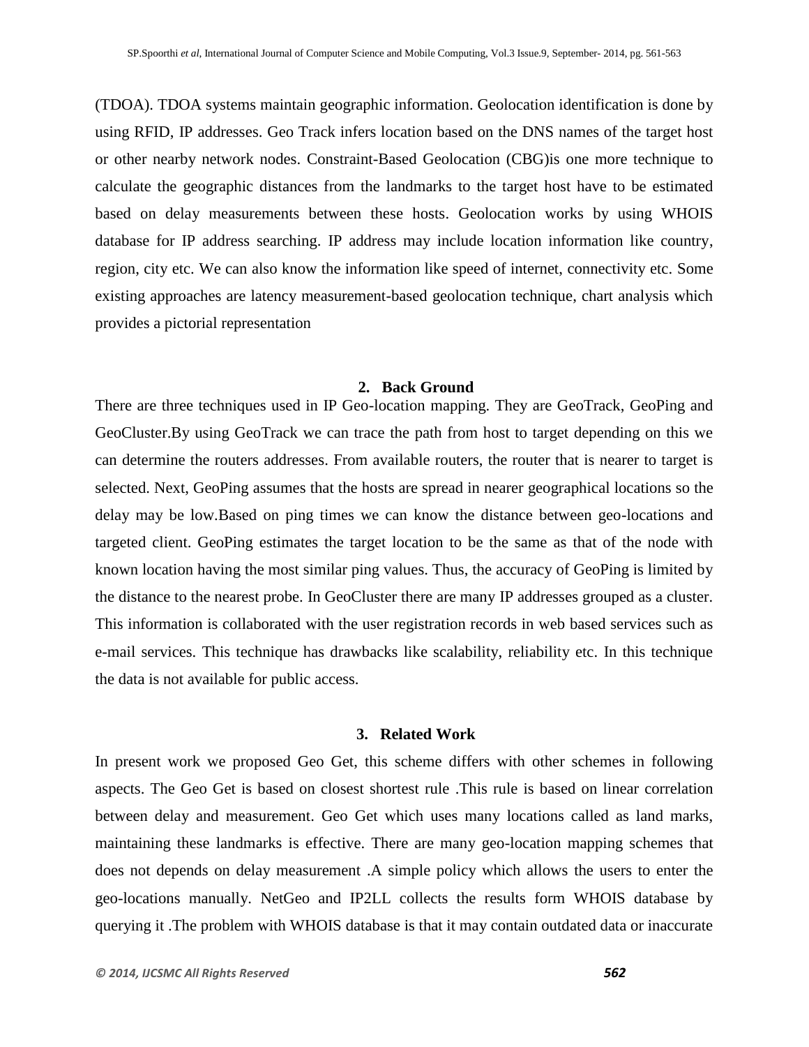(TDOA). TDOA systems maintain geographic information. Geolocation identification is done by using RFID, IP addresses. Geo Track infers location based on the DNS names of the target host or other nearby network nodes. Constraint-Based Geolocation (CBG)is one more technique to calculate the geographic distances from the landmarks to the target host have to be estimated based on delay measurements between these hosts. Geolocation works by using WHOIS database for IP address searching. IP address may include location information like country, region, city etc. We can also know the information like speed of internet, connectivity etc. Some existing approaches are latency measurement-based geolocation technique, chart analysis which provides a pictorial representation

## 2. Back Ground

There are three techniques used in IP Geo-location mapping. They are GeoTrack, GeoPing and GeoCluster.By using GeoTrack we can trace the path from host to target depending on this we can determine the routers addresses. From available routers, the router that is nearer to target is selected. Next, GeoPing assumes that the hosts are spread in nearer geographical locations so the delay may be low.Based on ping times we can know the distance between geo-locations and targeted client. GeoPing estimates the target location to be the same as that of the node with known location having the most similar ping values. Thus, the accuracy of GeoPing is limited by the distance to the nearest probe. In GeoCluster there are many IP addresses grouped as a cluster. This information is collaborated with the user registration records in web based services such as e-mail services. This technique has drawbacks like scalability, reliability etc. In this technique the data is not available for public access.

## 3. Related Work

In present work we proposed Geo Get, this scheme differs with other schemes in following aspects. The Geo Get is based on closest shortest rule .This rule is based on linear correlation between delay and measurement. Geo Get which uses many locations called as land marks, maintaining these landmarks is effective. There are many geo-location mapping schemes that does not depends on delay measurement .A simple policy which allows the users to enter the geo-locations manually. NetGeo and IP2LL collects the results form WHOIS database by querying it .The problem with WHOIS database is that it may contain outdated data or inaccurate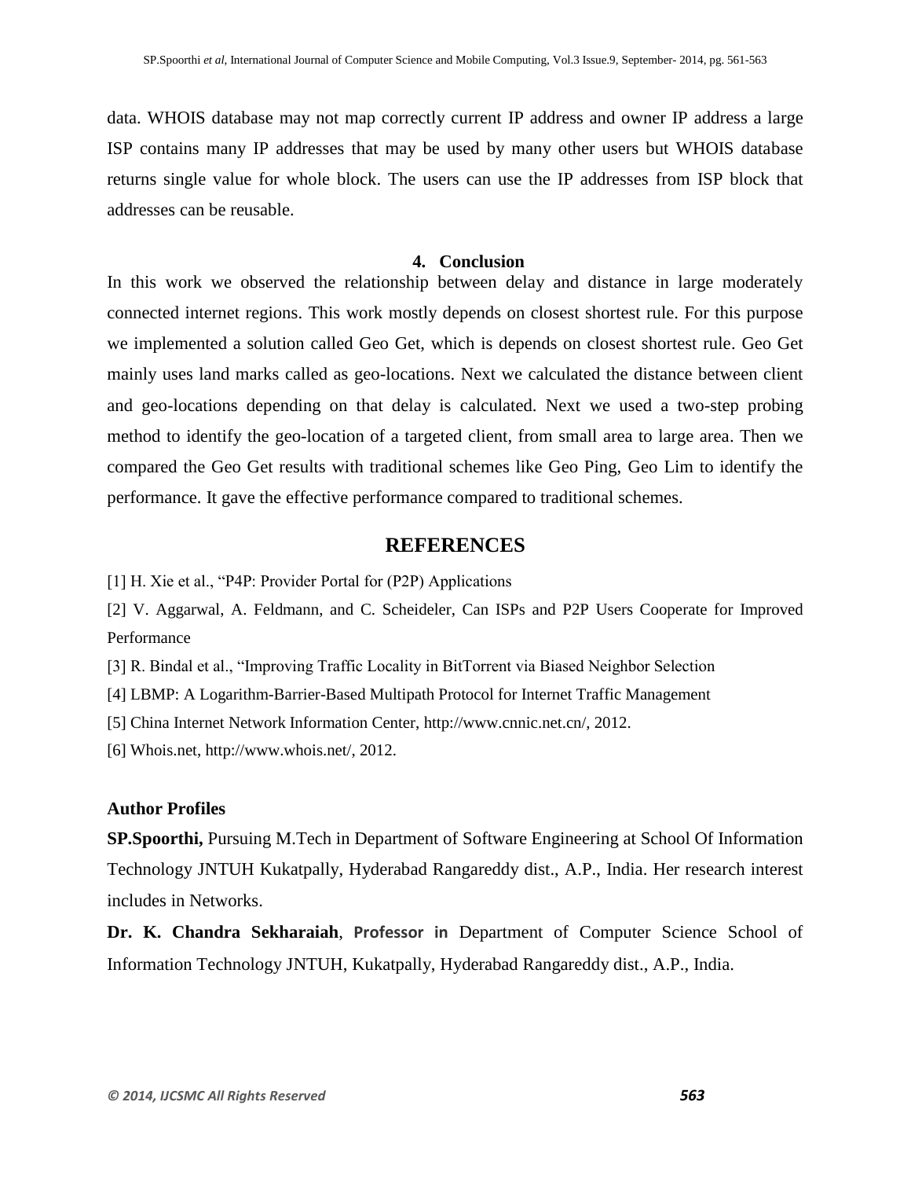data. WHOIS database may not map correctly current IP address and owner IP address a large ISP contains many IP addresses that may be used by many other users but WHOIS database returns single value for whole block. The users can use the IP addresses from ISP block that addresses can be reusable.

## 4. Conclusion

In this work we observed the relationship between delay and distance in large moderately connected internet regions. This work mostly depends on closest shortest rule. For this purpose we implemented a solution called Geo Get, which is depends on closest shortest rule. Geo Get mainly uses land marks called as geo-locations. Next we calculated the distance between client and geo-locations depending on that delay is calculated. Next we used a two-step probing method to identify the geo-location of a targeted client, from small area to large area. Then we compared the Geo Get results with traditional schemes like Geo Ping, Geo Lim to identify the performance. It gave the effective performance compared to traditional schemes.

## REFERENCES

[1] H. Xie et al., "P4P: Provider Portal for (P2P) Applications

[2] V. Aggarwal, A. Feldmann, and C. Scheideler, Can ISPs and P2P Users Cooperate for Improved Performance

[3] R. Bindal et al., "Improving Traffic Locality in BitTorrent via Biased Neighbor Selection

[4] LBMP: A Logarithm-Barrier-Based Multipath Protocol for Internet Traffic Management

[5] China Internet Network Information Center, http://www.cnnic.net.cn/, 2012.

[6] Whois.net, http://www.whois.net/, 2012.

### Author Profiles

**SP.Spoorthi,** Pursuing M.Tech in Department of Software Engineering at School Of Information Technology JNTUH Kukatpally, Hyderabad Rangareddy dist., A.P., India. Her research interest includes in Networks.

**Dr. K. Chandra Sekharaiah**, **Professor in** Department of Computer Science School of Information Technology JNTUH, Kukatpally, Hyderabad Rangareddy dist., A.P., India.